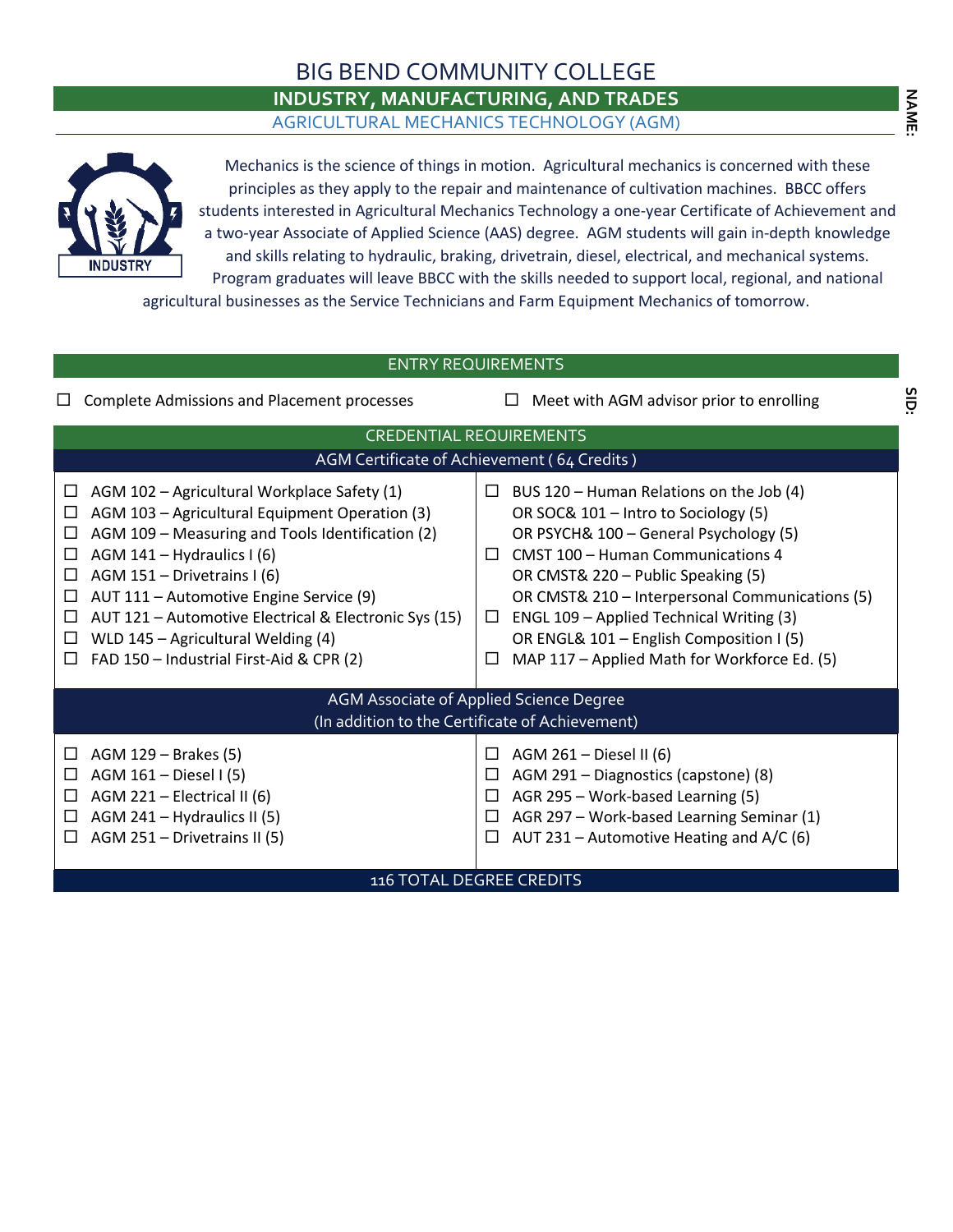# BIG BEND COMMUNITY COLLEGE

## INDUSTRY, MANUFACTURING, AND TRADES

### AGRICULTURAL MECHANICS TECHNOLOGY (AGM)

NAME:

SID:

Mechanics is the science of things in motion. Agricultural mechanics is concerned with these principles as they apply to the repair and maintenance of cultivation machines. BBCC offers students interested in Agricultural Mechanics Technology a one-year Certificate of Achievement and a two-year Associate of Applied Science (AAS) degree. AGM students will gain in-depth knowledge and skills relating to hydraulic, braking, drivetrain, diesel, electrical, and mechanical systems. Program graduates will leave BBCC with the skills needed to support local, regional, and national agricultural businesses as the Service Technicians and Farm Equipment Mechanics of tomorrow.

## ENTRY REQUIREMENTS

- ☐ Complete Admissions and Placement processes
- ☐ Meet with AGM advisor prior to enrolling

## CREDENTIAL REQUIREMENTS

### AGM Certificate of Achievement ( 64 Credits )

- ☐ AGM 102 – Agricultural Workplace Safety (1)
- ☐ AGM 103 – Agricultural Equipment Operation (3)
- ☐ AGM 109 – Measuring and Tools Identification (2)
- ☐ AGM 141 – Hydraulics I (6)
- ☐ AGM 151 – Drivetrains I (6)
- ☐ AUT 111 – Automotive Engine Service (9)
- ☐ AUT 121 – Automotive Electrical & Electronic Sys (15)
- ☐ WLD 145 – Agricultural Welding (4)
- ☐ FAD 150 – Industrial First-Aid & CPR (2)
- ☐ BUS 120 – Human Relations on the Job (4)
  OR SOC& 101 – Intro to Sociology (5)
  OR PSYCH& 100 – General Psychology (5)
- ☐ CMST 100 – Human Communications 4
  OR CMST& 220 – Public Speaking (5)
  OR CMST& 210 – Interpersonal Communications (5)
- ☐ ENGL 109 – Applied Technical Writing (3)
  OR ENGL& 101 – English Composition I (5)
- ☐ MAP 117 – Applied Math for Workforce Ed. (5)

### AGM Associate of Applied Science Degree
(In addition to the Certificate of Achievement)

- ☐ AGM 129 – Brakes (5)
- ☐ AGM 161 – Diesel I (5)
- ☐ AGM 221 – Electrical II (6)
- ☐ AGM 241 – Hydraulics II (5)
- ☐ AGM 251 – Drivetrains II (5)
- ☐ AGM 261 – Diesel II (6)
- ☐ AGM 291 – Diagnostics (capstone) (8)
- ☐ AGR 295 – Work-based Learning (5)
- ☐ AGR 297 – Work-based Learning Seminar (1)
- ☐ AUT 231 – Automotive Heating and A/C (6)

**116 TOTAL DEGREE CREDITS**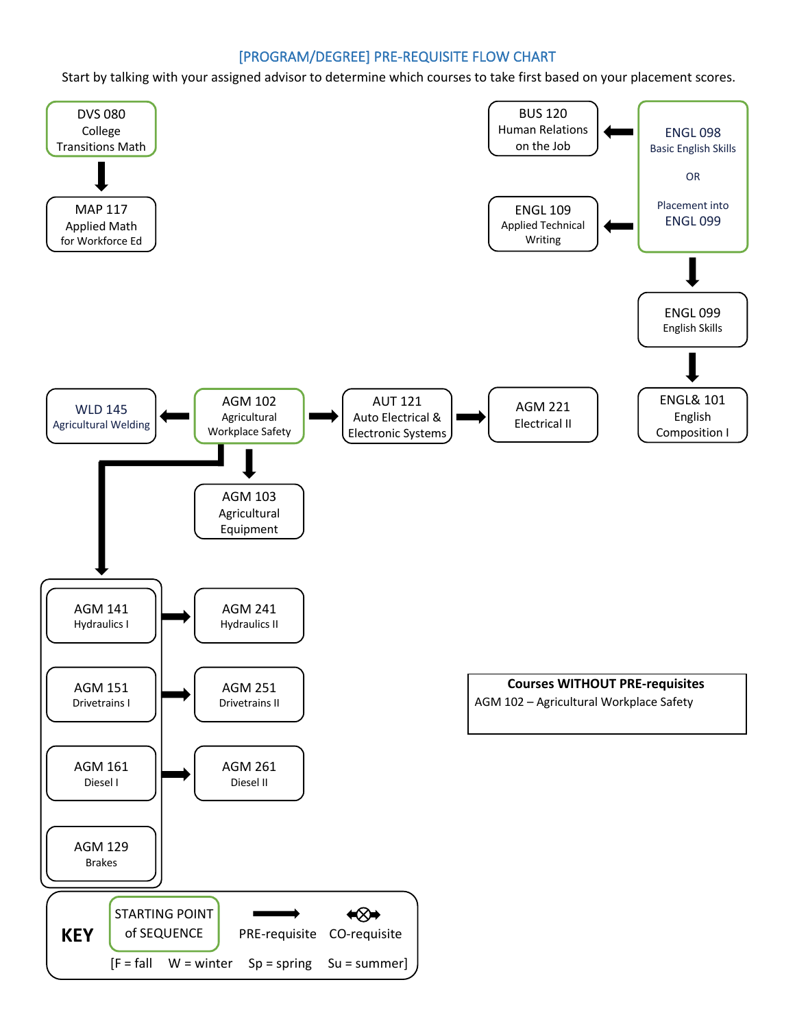# [PROGRAM/DEGREE] PRE-REQUISITE FLOW CHART

Start by talking with your assigned advisor to determine which courses to take first based on your placement scores.

DVS 080
College
Transitions Math

→ MAP 117
Applied Math
for Workforce Ed

ENGL 098
Basic English Skills

OR

Placement into
ENGL 099

→ BUS 120
Human Relations
on the Job

→ ENGL 109
Applied Technical
Writing

→ ENGL 099
English Skills

→ ENGL& 101
English
Composition I

AGM 102
Agricultural
Workplace Safety

→ WLD 145
Agricultural Welding

→ AUT 121
Auto Electrical &
Electronic Systems → AGM 221
Electrical II

→ AGM 103
Agricultural
Equipment

→ AGM 141
Hydraulics I → AGM 241
Hydraulics II

→ AGM 151
Drivetrains I → AGM 251
Drivetrains II

→ AGM 161
Diesel I → AGM 261
Diesel II

→ AGM 129
Brakes

**Courses WITHOUT PRE-requisites**

AGM 102 – Agricultural Workplace Safety

**KEY**

STARTING POINT of SEQUENCE

PRE-requisite

CO-requisite

[F = fall  W = winter  Sp = spring  Su = summer]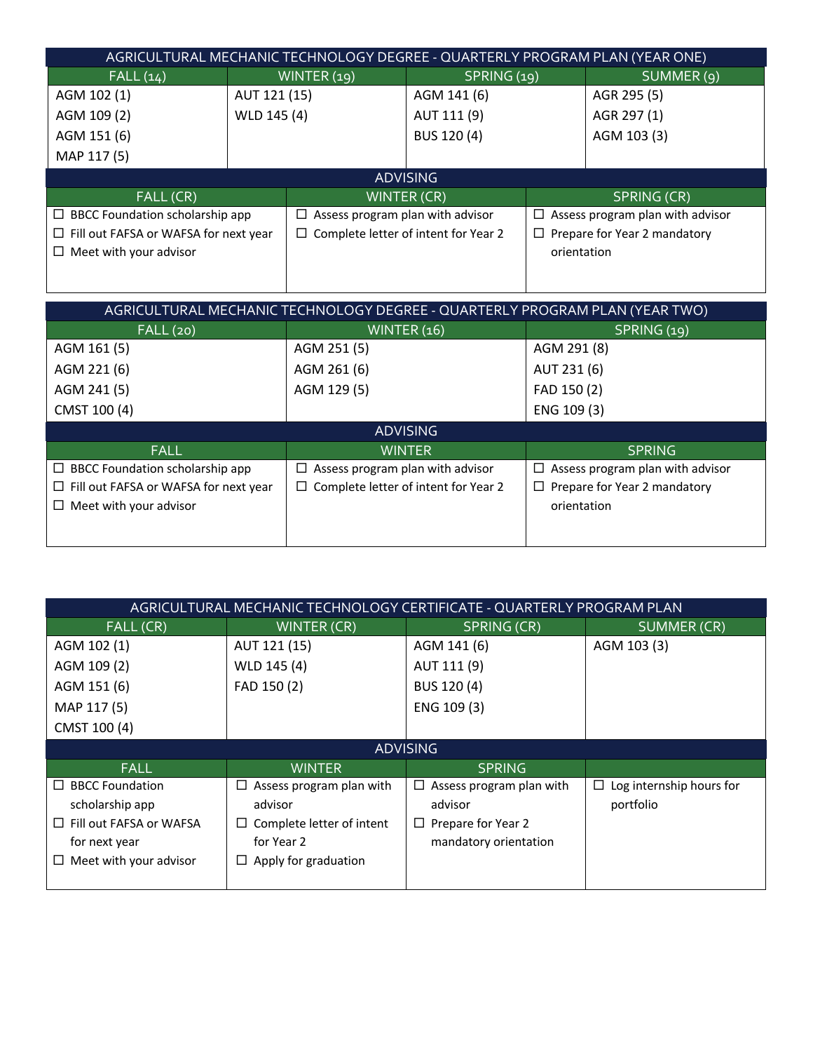| AGRICULTURAL MECHANIC TECHNOLOGY DEGREE - QUARTERLY PROGRAM PLAN (YEAR ONE) | | | |
|---|---|---|---|
| FALL (14) | WINTER (19) | SPRING (19) | SUMMER (9) |
| AGM 102 (1) | AUT 121 (15) | AGM 141 (6) | AGR 295 (5) |
| AGM 109 (2) | WLD 145 (4) | AUT 111 (9) | AGR 297 (1) |
| AGM 151 (6) | | BUS 120 (4) | AGM 103 (3) |
| MAP 117 (5) | | | |

| ADVISING | | |
|---|---|---|
| FALL (CR) | WINTER (CR) | SPRING (CR) |
| ☐ BBCC Foundation scholarship app | ☐ Assess program plan with advisor | ☐ Assess program plan with advisor |
| ☐ Fill out FAFSA or WAFSA for next year | ☐ Complete letter of intent for Year 2 | ☐ Prepare for Year 2 mandatory orientation |
| ☐ Meet with your advisor | | |

| AGRICULTURAL MECHANIC TECHNOLOGY DEGREE - QUARTERLY PROGRAM PLAN (YEAR TWO) | | |
|---|---|---|
| FALL (20) | WINTER (16) | SPRING (19) |
| AGM 161 (5) | AGM 251 (5) | AGM 291 (8) |
| AGM 221 (6) | AGM 261 (6) | AUT 231 (6) |
| AGM 241 (5) | AGM 129 (5) | FAD 150 (2) |
| CMST 100 (4) | | ENG 109 (3) |

| ADVISING | | |
|---|---|---|
| FALL | WINTER | SPRING |
| ☐ BBCC Foundation scholarship app | ☐ Assess program plan with advisor | ☐ Assess program plan with advisor |
| ☐ Fill out FAFSA or WAFSA for next year | ☐ Complete letter of intent for Year 2 | ☐ Prepare for Year 2 mandatory orientation |
| ☐ Meet with your advisor | | |

| AGRICULTURAL MECHANIC TECHNOLOGY CERTIFICATE - QUARTERLY PROGRAM PLAN | | | |
|---|---|---|---|
| FALL (CR) | WINTER (CR) | SPRING (CR) | SUMMER (CR) |
| AGM 102 (1) | AUT 121 (15) | AGM 141 (6) | AGM 103 (3) |
| AGM 109 (2) | WLD 145 (4) | AUT 111 (9) | |
| AGM 151 (6) | FAD 150 (2) | BUS 120 (4) | |
| MAP 117 (5) | | ENG 109 (3) | |
| CMST 100 (4) | | | |

| ADVISING | | | |
|---|---|---|---|
| FALL | WINTER | SPRING | |
| ☐ BBCC Foundation scholarship app | ☐ Assess program plan with advisor | ☐ Assess program plan with advisor | ☐ Log internship hours for portfolio |
| ☐ Fill out FAFSA or WAFSA for next year | ☐ Complete letter of intent for Year 2 | ☐ Prepare for Year 2 mandatory orientation | |
| ☐ Meet with your advisor | ☐ Apply for graduation | | |